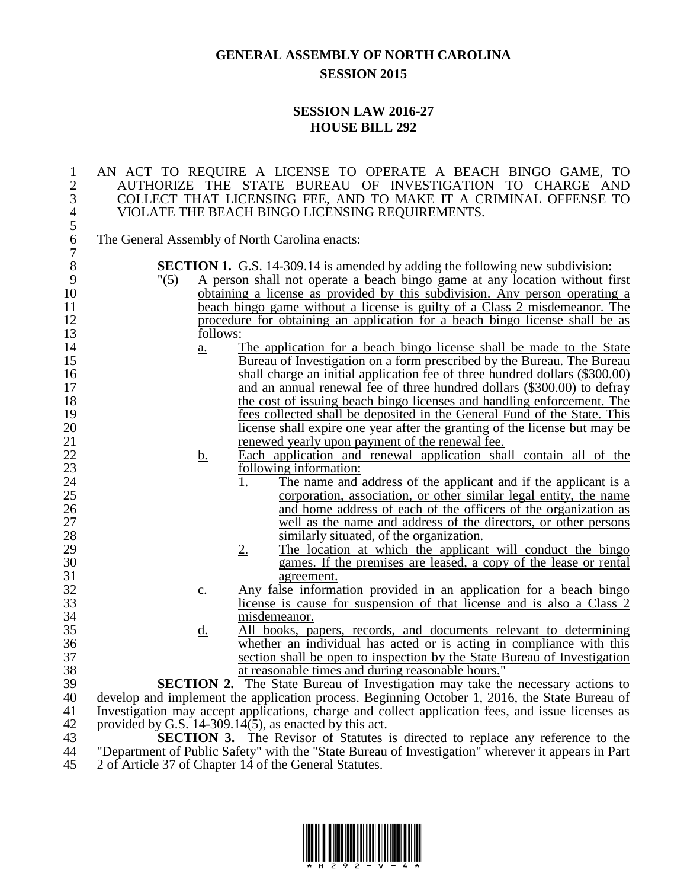# GENERAL ASSEMBLY OF NORTH CAROLINA
## SESSION 2015

## SESSION LAW 2016-27
## HOUSE BILL 292

AN ACT TO REQUIRE A LICENSE TO OPERATE A BEACH BINGO GAME, TO AUTHORIZE THE STATE BUREAU OF INVESTIGATION TO CHARGE AND COLLECT THAT LICENSING FEE, AND TO MAKE IT A CRIMINAL OFFENSE TO VIOLATE THE BEACH BINGO LICENSING REQUIREMENTS.

The General Assembly of North Carolina enacts:

**SECTION 1.** G.S. 14-309.14 is amended by adding the following new subdivision:

"(5) A person shall not operate a beach bingo game at any location without first obtaining a license as provided by this subdivision. Any person operating a beach bingo game without a license is guilty of a Class 2 misdemeanor. The procedure for obtaining an application for a beach bingo license shall be as follows:

a. The application for a beach bingo license shall be made to the State Bureau of Investigation on a form prescribed by the Bureau. The Bureau shall charge an initial application fee of three hundred dollars ($300.00) and an annual renewal fee of three hundred dollars ($300.00) to defray the cost of issuing beach bingo licenses and handling enforcement. The fees collected shall be deposited in the General Fund of the State. This license shall expire one year after the granting of the license but may be renewed yearly upon payment of the renewal fee.

b. Each application and renewal application shall contain all of the following information:

1. The name and address of the applicant and if the applicant is a corporation, association, or other similar legal entity, the name and home address of each of the officers of the organization as well as the name and address of the directors, or other persons similarly situated, of the organization.

2. The location at which the applicant will conduct the bingo games. If the premises are leased, a copy of the lease or rental agreement.

c. Any false information provided in an application for a beach bingo license is cause for suspension of that license and is also a Class 2 misdemeanor.

d. All books, papers, records, and documents relevant to determining whether an individual has acted or is acting in compliance with this section shall be open to inspection by the State Bureau of Investigation at reasonable times and during reasonable hours."

**SECTION 2.** The State Bureau of Investigation may take the necessary actions to develop and implement the application process. Beginning October 1, 2016, the State Bureau of Investigation may accept applications, charge and collect application fees, and issue licenses as provided by G.S. 14-309.14(5), as enacted by this act.

**SECTION 3.** The Revisor of Statutes is directed to replace any reference to the "Department of Public Safety" with the "State Bureau of Investigation" wherever it appears in Part 2 of Article 37 of Chapter 14 of the General Statutes.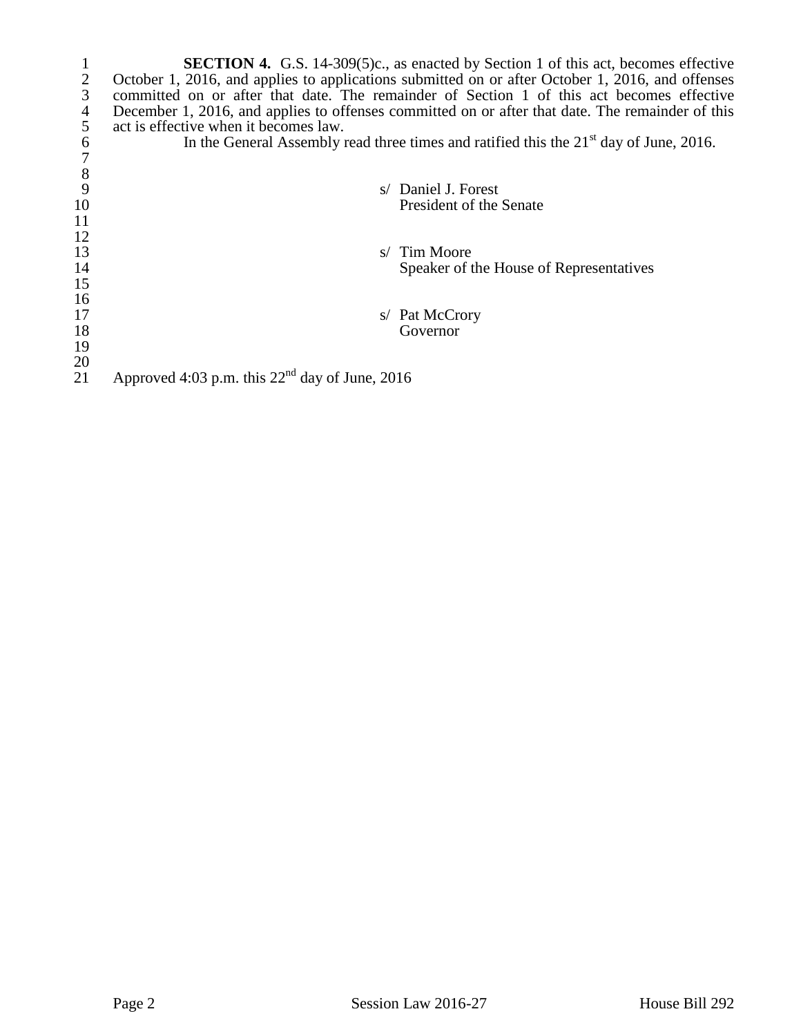**SECTION 4.** G.S. 14-309(5)c., as enacted by Section 1 of this act, becomes effective October 1, 2016, and applies to applications submitted on or after October 1, 2016, and offenses committed on or after that date. The remainder of Section 1 of this act becomes effective December 1, 2016, and applies to offenses committed on or after that date. The remainder of this act is effective when it becomes law.

In the General Assembly read three times and ratified this the 21st day of June, 2016.

s/ Daniel J. Forest
President of the Senate

s/ Tim Moore
Speaker of the House of Representatives

s/ Pat McCrory
Governor

Approved 4:03 p.m. this 22nd day of June, 2016